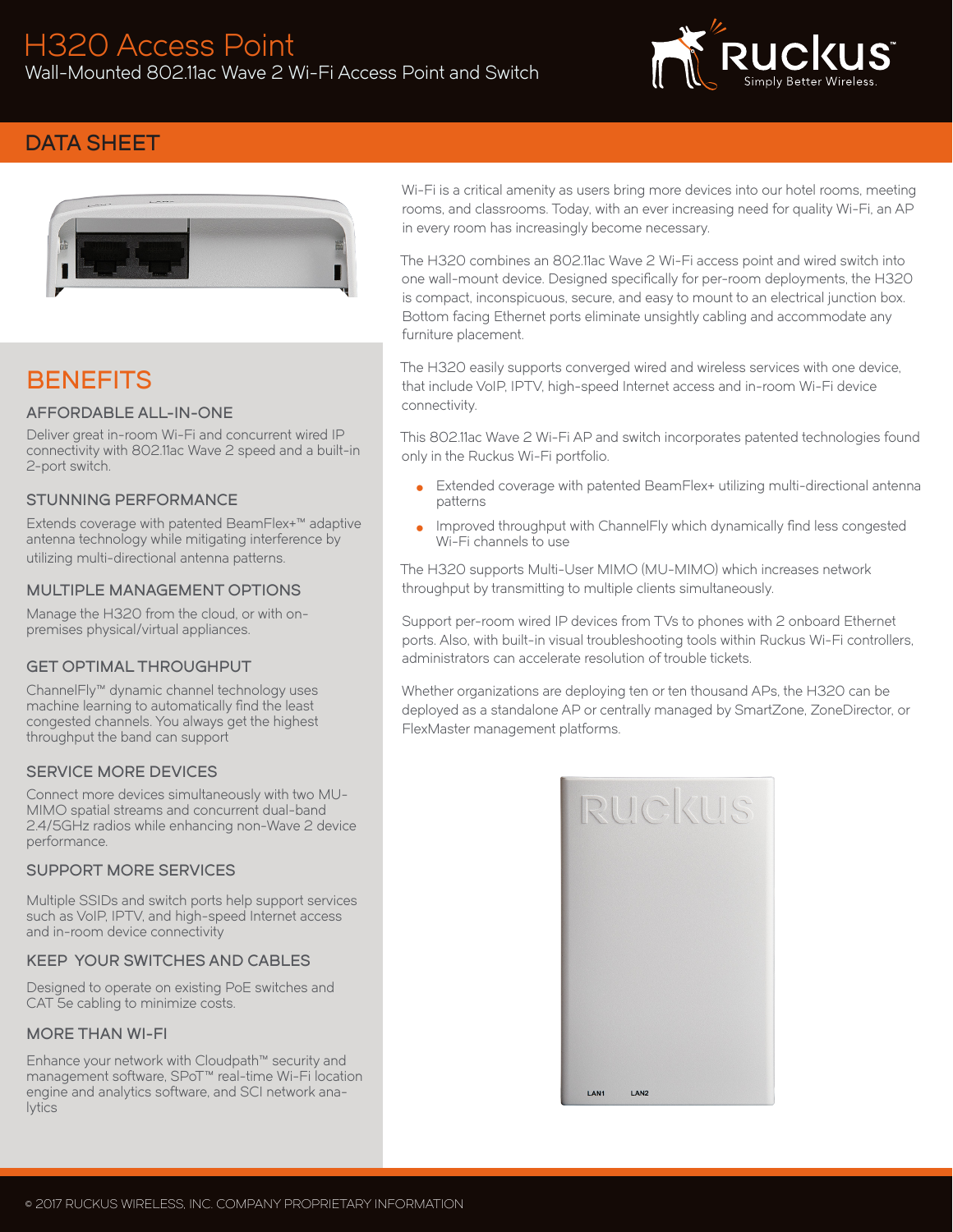# H320 Access Point

Wall-Mounted 802.11ac Wave 2 Wi-Fi Access Point and Switch

## DATA SHEET

Wi-Fi is a critical amenity as users bring more devices into our hotel rooms, meeting rooms, and classrooms. Today, with an ever increasing need for quality Wi-Fi, an AP in every room has increasingly become necessary.

The H320 combines an 802.11ac Wave 2 Wi-Fi access point and wired switch into one wall-mount device. Designed specifically for per-room deployments, the H320 is compact, inconspicuous, secure, and easy to mount to an electrical junction box. Bottom facing Ethernet ports eliminate unsightly cabling and accommodate any furniture placement.

The H320 easily supports converged wired and wireless services with one device, that include VoIP, IPTV, high-speed Internet access and in-room Wi-Fi device connectivity.

This 802.11ac Wave 2 Wi-Fi AP and switch incorporates patented technologies found only in the Ruckus Wi-Fi portfolio.

- Extended coverage with patented BeamFlex+ utilizing multi-directional antenna patterns
- Improved throughput with ChannelFly which dynamically find less congested Wi-Fi channels to use

The H320 supports Multi-User MIMO (MU-MIMO) which increases network throughput by transmitting to multiple clients simultaneously.

Support per-room wired IP devices from TVs to phones with 2 onboard Ethernet ports. Also, with built-in visual troubleshooting tools within Ruckus Wi-Fi controllers, administrators can accelerate resolution of trouble tickets.

Whether organizations are deploying ten or ten thousand APs, the H320 can be deployed as a standalone AP or centrally managed by SmartZone, ZoneDirector, or FlexMaster management platforms.

## BENEFITS

### AFFORDABLE ALL-IN-ONE

Deliver great in-room Wi-Fi and concurrent wired IP connectivity with 802.11ac Wave 2 speed and a built-in 2-port switch.

### STUNNING PERFORMANCE

Extends coverage with patented BeamFlex+™ adaptive antenna technology while mitigating interference by utilizing multi-directional antenna patterns.

### MULTIPLE MANAGEMENT OPTIONS

Manage the H320 from the cloud, or with on-premises physical/virtual appliances.

### GET OPTIMAL THROUGHPUT

ChannelFly™ dynamic channel technology uses machine learning to automatically find the least congested channels. You always get the highest throughput the band can support

### SERVICE MORE DEVICES

Connect more devices simultaneously with two MU-MIMO spatial streams and concurrent dual-band 2.4/5GHz radios while enhancing non-Wave 2 device performance.

### SUPPORT MORE SERVICES

Multiple SSIDs and switch ports help support services such as VoIP, IPTV, and high-speed Internet access and in-room device connectivity

### KEEP YOUR SWITCHES AND CABLES

Designed to operate on existing PoE switches and CAT 5e cabling to minimize costs.

### MORE THAN WI-FI

Enhance your network with Cloudpath™ security and management software, SPoT™ real-time Wi-Fi location engine and analytics software, and SCI network analytics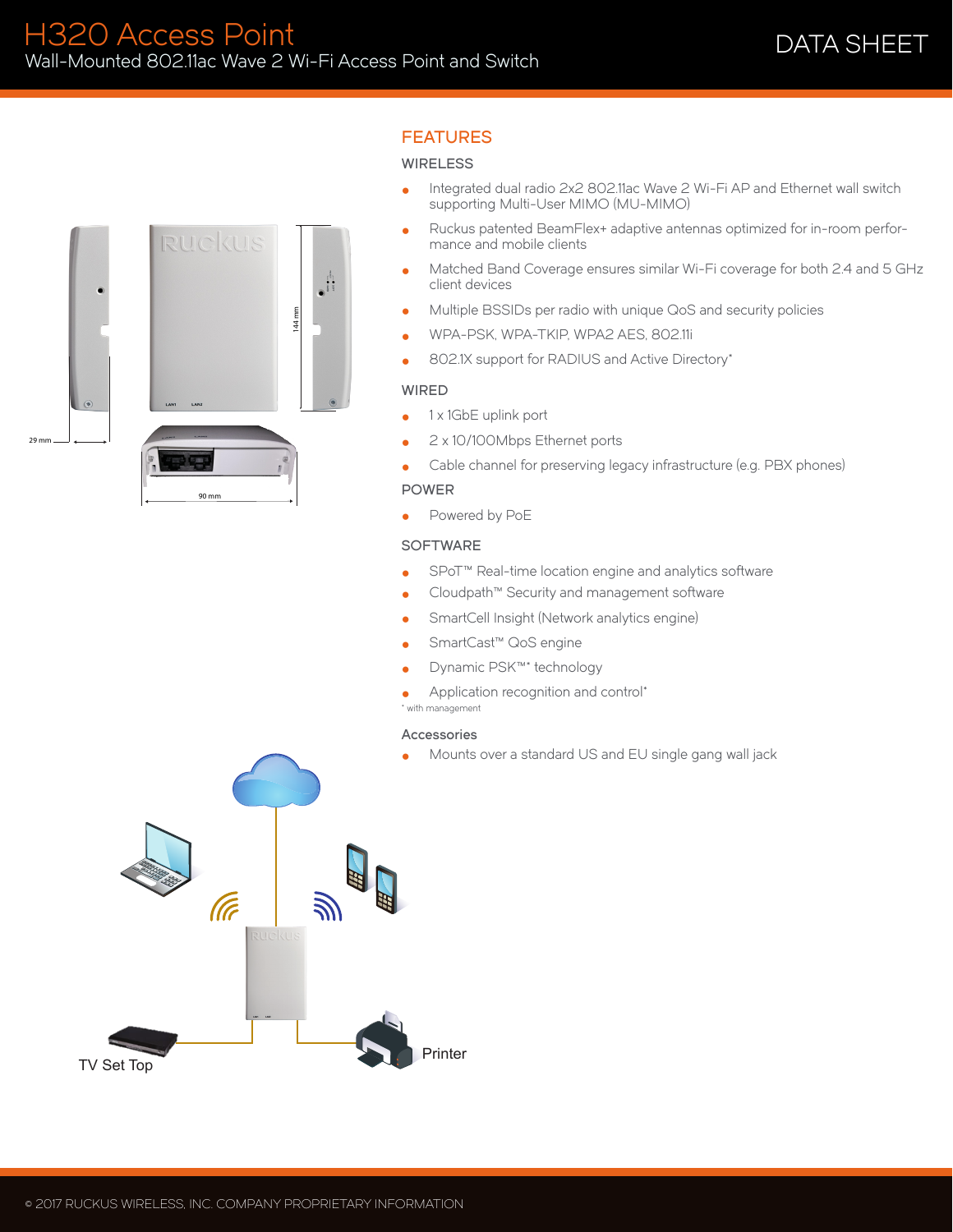# H320 Access Point

Wall-Mounted 802.11ac Wave 2 Wi-Fi Access Point and Switch

DATA SHEET

29 mm

144 mm

90 mm

## FEATURES

### WIRELESS

- Integrated dual radio 2x2 802.11ac Wave 2 Wi-Fi AP and Ethernet wall switch supporting Multi-User MIMO (MU-MIMO)
- Ruckus patented BeamFlex+ adaptive antennas optimized for in-room performance and mobile clients
- Matched Band Coverage ensures similar Wi-Fi coverage for both 2.4 and 5 GHz client devices
- Multiple BSSIDs per radio with unique QoS and security policies
- WPA-PSK, WPA-TKIP, WPA2 AES, 802.11i
- 802.1X support for RADIUS and Active Directory*

### WIRED

- 1 x 1GbE uplink port
- 2 x 10/100Mbps Ethernet ports
- Cable channel for preserving legacy infrastructure (e.g. PBX phones)

### POWER

- Powered by PoE

### SOFTWARE

- SPoT™ Real-time location engine and analytics software
- Cloudpath™ Security and management software
- SmartCell Insight (Network analytics engine)
- SmartCast™ QoS engine
- Dynamic PSK™* technology
- Application recognition and control*

* with management

### Accessories

- Mounts over a standard US and EU single gang wall jack

TV Set Top

Printer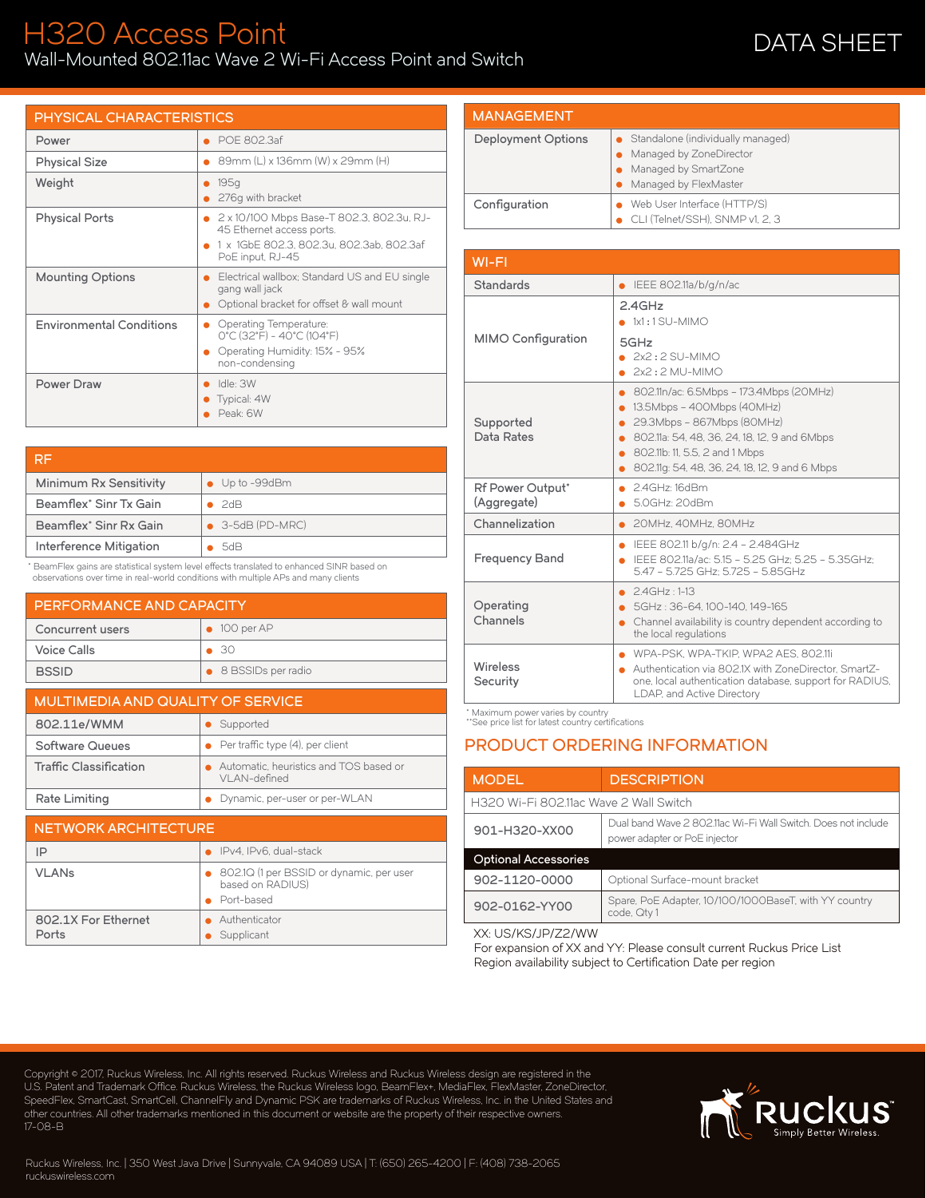# H320 Access Point

Wall-Mounted 802.11ac Wave 2 Wi-Fi Access Point and Switch

DATA SHEET

## PHYSICAL CHARACTERISTICS

| | |
|---|---|
| Power | • POE 802.3af |
| Physical Size | • 89mm (L) x 136mm (W) x 29mm (H) |
| Weight | • 195g<br>• 276g with bracket |
| Physical Ports | • 2 x 10/100 Mbps Base-T 802.3, 802.3u, RJ-45 Ethernet access ports.<br>• 1 x 1GbE 802.3, 802.3u, 802.3ab, 802.3af PoE input, RJ-45 |
| Mounting Options | • Electrical wallbox; Standard US and EU single gang wall jack<br>• Optional bracket for offset & wall mount |
| Environmental Conditions | • Operating Temperature: 0°C (32°F) - 40°C (104°F)<br>• Operating Humidity: 15% - 95% non-condensing |
| Power Draw | • Idle: 3W<br>• Typical: 4W<br>• Peak: 6W |

## RF

| | |
|---|---|
| Minimum Rx Sensitivity | • Up to -99dBm |
| Beamflex* Sinr Tx Gain | • 2dB |
| Beamflex* Sinr Rx Gain | • 3-5dB (PD-MRC) |
| Interference Mitigation | • 5dB |

* BeamFlex gains are statistical system level effects translated to enhanced SINR based on observations over time in real-world conditions with multiple APs and many clients

## PERFORMANCE AND CAPACITY

| | |
|---|---|
| Concurrent users | • 100 per AP |
| Voice Calls | • 30 |
| BSSID | • 8 BSSIDs per radio |

## MULTIMEDIA AND QUALITY OF SERVICE

| | |
|---|---|
| 802.11e/WMM | • Supported |
| Software Queues | • Per traffic type (4), per client |
| Traffic Classification | • Automatic, heuristics and TOS based or VLAN-defined |
| Rate Limiting | • Dynamic, per-user or per-WLAN |

## NETWORK ARCHITECTURE

| | |
|---|---|
| IP | • IPv4, IPv6, dual-stack |
| VLANs | • 802.1Q (1 per BSSID or dynamic, per user based on RADIUS)<br>• Port-based |
| 802.1X For Ethernet Ports | • Authenticator<br>• Supplicant |

## MANAGEMENT

| | |
|---|---|
| Deployment Options | • Standalone (individually managed)<br>• Managed by ZoneDirector<br>• Managed by SmartZone<br>• Managed by FlexMaster |
| Configuration | • Web User Interface (HTTP/S)<br>• CLI (Telnet/SSH), SNMP v1, 2, 3 |

## WI-FI

| | |
|---|---|
| Standards | • IEEE 802.11a/b/g/n/ac |
| MIMO Configuration | 2.4GHz<br>• 1x1 : 1 SU-MIMO<br>5GHz<br>• 2x2 : 2 SU-MIMO<br>• 2x2 : 2 MU-MIMO |
| Supported Data Rates | • 802.11n/ac: 6.5Mbps – 173.4Mbps (20MHz)<br>• 13.5Mbps – 400Mbps (40MHz)<br>• 29.3Mbps – 867Mbps (80MHz)<br>• 802.11a: 54, 48, 36, 24, 18, 12, 9 and 6Mbps<br>• 802.11b: 11, 5.5, 2 and 1 Mbps<br>• 802.11g: 54, 48, 36, 24, 18, 12, 9 and 6 Mbps |
| Rf Power Output* (Aggregate) | • 2.4GHz: 16dBm<br>• 5.0GHz: 20dBm |
| Channelization | • 20MHz, 40MHz, 80MHz |
| Frequency Band | • IEEE 802.11 b/g/n: 2.4 – 2.484GHz<br>• IEEE 802.11a/ac: 5.15 – 5.25 GHz; 5.25 – 5.35GHz; 5.47 – 5.725 GHz; 5.725 – 5.85GHz |
| Operating Channels | • 2.4GHz : 1-13<br>• 5GHz : 36-64, 100-140, 149-165<br>• Channel availability is country dependent according to the local regulations |
| Wireless Security | • WPA-PSK, WPA-TKIP, WPA2 AES, 802.11i<br>• Authentication via 802.1X with ZoneDirector, SmartZ-one, local authentication database, support for RADIUS, LDAP, and Active Directory |

* Maximum power varies by country
**See price list for latest country certifications

## PRODUCT ORDERING INFORMATION

| MODEL | DESCRIPTION |
|---|---|
| H320 Wi-Fi 802.11ac Wave 2 Wall Switch | |
| 901-H320-XX00 | Dual band Wave 2 802.11ac Wi-Fi Wall Switch. Does not include power adapter or PoE injector |
| **Optional Accessories** | |
| 902-1120-0000 | Optional Surface-mount bracket |
| 902-0162-YY00 | Spare, PoE Adapter, 10/100/1000BaseT, with YY country code, Qty 1 |

XX: US/KS/JP/Z2/WW
For expansion of XX and YY: Please consult current Ruckus Price List
Region availability subject to Certification Date per region

Copyright © 2017, Ruckus Wireless, Inc. All rights reserved. Ruckus Wireless and Ruckus Wireless design are registered in the U.S. Patent and Trademark Office. Ruckus Wireless, the Ruckus Wireless logo, BeamFlex+, MediaFlex, FlexMaster, ZoneDirector, SpeedFlex, SmartCast, SmartCell, ChannelFly and Dynamic PSK are trademarks of Ruckus Wireless, Inc. in the United States and other countries. All other trademarks mentioned in this document or website are the property of their respective owners.
17-08-B

Ruckus — Simply Better Wireless.

Ruckus Wireless, Inc. | 350 West Java Drive | Sunnyvale, CA 94089 USA | T: (650) 265-4200 | F: (408) 738-2065
ruckuswireless.com